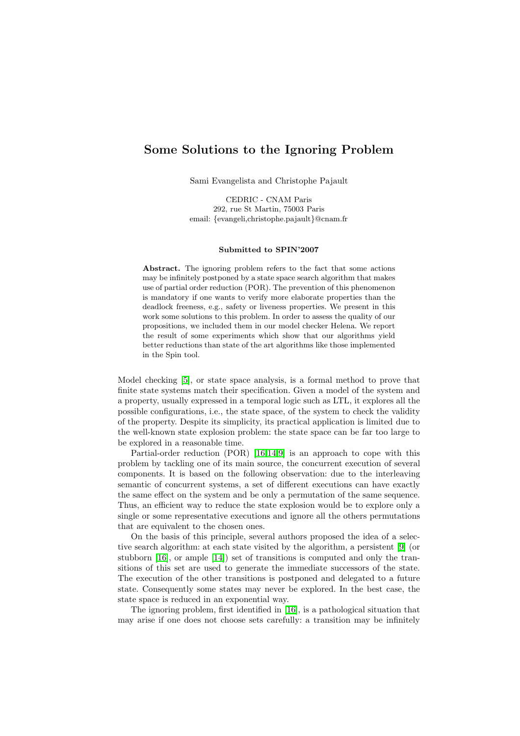# Some Solutions to the Ignoring Problem

Sami Evangelista and Christophe Pajault

CEDRIC - CNAM Paris
292, rue St Martin, 75003 Paris
email: {evangeli,christophe.pajault}@cnam.fr

**Submitted to SPIN'2007**

**Abstract.** The ignoring problem refers to the fact that some actions may be infinitely postponed by a state space search algorithm that makes use of partial order reduction (POR). The prevention of this phenomenon is mandatory if one wants to verify more elaborate properties than the deadlock freeness, e.g., safety or liveness properties. We present in this work some solutions to this problem. In order to assess the quality of our propositions, we included them in our model checker Helena. We report the result of some experiments which show that our algorithms yield better reductions than state of the art algorithms like those implemented in the Spin tool.

Model checking [5], or state space analysis, is a formal method to prove that finite state systems match their specification. Given a model of the system and a property, usually expressed in a temporal logic such as LTL, it explores all the possible configurations, i.e., the state space, of the system to check the validity of the property. Despite its simplicity, its practical application is limited due to the well-known state explosion problem: the state space can be far too large to be explored in a reasonable time.

Partial-order reduction (POR) [16,14,9] is an approach to cope with this problem by tackling one of its main source, the concurrent execution of several components. It is based on the following observation: due to the interleaving semantic of concurrent systems, a set of different executions can have exactly the same effect on the system and be only a permutation of the same sequence. Thus, an efficient way to reduce the state explosion would be to explore only a single or some representative executions and ignore all the others permutations that are equivalent to the chosen ones.

On the basis of this principle, several authors proposed the idea of a selective search algorithm: at each state visited by the algorithm, a persistent [9] (or stubborn [16], or ample [14]) set of transitions is computed and only the transitions of this set are used to generate the immediate successors of the state. The execution of the other transitions is postponed and delegated to a future state. Consequently some states may never be explored. In the best case, the state space is reduced in an exponential way.

The ignoring problem, first identified in [16], is a pathological situation that may arise if one does not choose sets carefully: a transition may be infinitely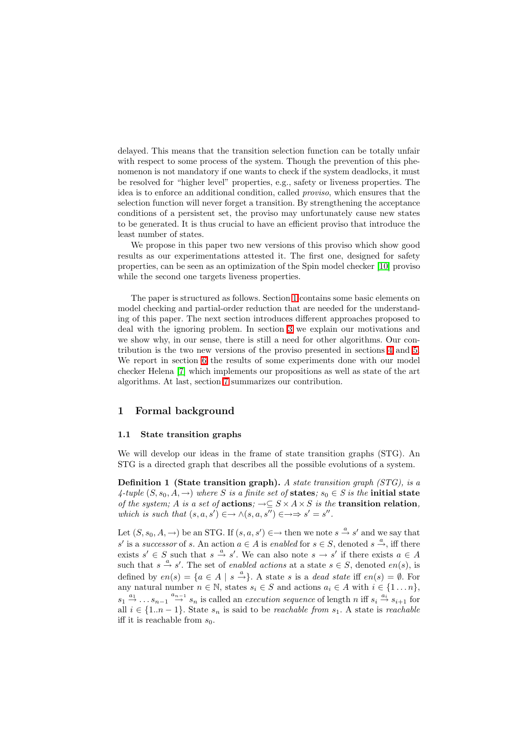delayed. This means that the transition selection function can be totally unfair with respect to some process of the system. Though the prevention of this phenomenon is not mandatory if one wants to check if the system deadlocks, it must be resolved for "higher level" properties, e.g., safety or liveness properties. The idea is to enforce an additional condition, called *proviso*, which ensures that the selection function will never forget a transition. By strengthening the acceptance conditions of a persistent set, the proviso may unfortunately cause new states to be generated. It is thus crucial to have an efficient proviso that introduce the least number of states.

We propose in this paper two new versions of this proviso which show good results as our experimentations attested it. The first one, designed for safety properties, can be seen as an optimization of the Spin model checker [10] proviso while the second one targets liveness properties.

The paper is structured as follows. Section 1 contains some basic elements on model checking and partial-order reduction that are needed for the understanding of this paper. The next section introduces different approaches proposed to deal with the ignoring problem. In section 3 we explain our motivations and we show why, in our sense, there is still a need for other algorithms. Our contribution is the two new versions of the proviso presented in sections 4 and 5. We report in section 6 the results of some experiments done with our model checker Helena [7] which implements our propositions as well as state of the art algorithms. At last, section 7 summarizes our contribution.

## 1 Formal background

### 1.1 State transition graphs

We will develop our ideas in the frame of state transition graphs (STG). An STG is a directed graph that describes all the possible evolutions of a system.

**Definition 1 (State transition graph).** *A state transition graph (STG), is a 4-tuple $(S, s_0, A, \rightarrow)$ where $S$ is a finite set of* **states***; $s_0 \in S$ is the* **initial state** *of the system; $A$ is a set of* **actions***; $\rightarrow \subseteq S \times A \times S$ is the* **transition relation***, which is such that $(s, a, s') \in \rightarrow \wedge (s, a, s'') \in \rightarrow \Rightarrow s' = s''$.*

Let $(S, s_0, A, \rightarrow)$ be an STG. If $(s, a, s') \in \rightarrow$ then we note $s \xrightarrow{a} s'$ and we say that $s'$ is a *successor* of $s$. An action $a \in A$ is *enabled* for $s \in S$, denoted $s \xrightarrow{a}$, iff there exists $s' \in S$ such that $s \xrightarrow{a} s'$. We can also note $s \rightarrow s'$ if there exists $a \in A$ such that $s \xrightarrow{a} s'$. The set of *enabled actions* at a state $s \in S$, denoted $en(s)$, is defined by $en(s) = \{a \in A \mid s \xrightarrow{a}\}$. A state $s$ is a *dead state* iff $en(s) = \emptyset$. For any natural number $n \in \mathbb{N}$, states $s_i \in S$ and actions $a_i \in A$ with $i \in \{1 \ldots n\}$, $s_1 \xrightarrow{a_1} \ldots s_{n-1} \xrightarrow{a_{n-1}} s_n$ is called an *execution sequence* of length $n$ iff $s_i \xrightarrow{a_i} s_{i+1}$ for all $i \in \{1..n-1\}$. State $s_n$ is said to be *reachable from* $s_1$. A state is *reachable* iff it is reachable from $s_0$.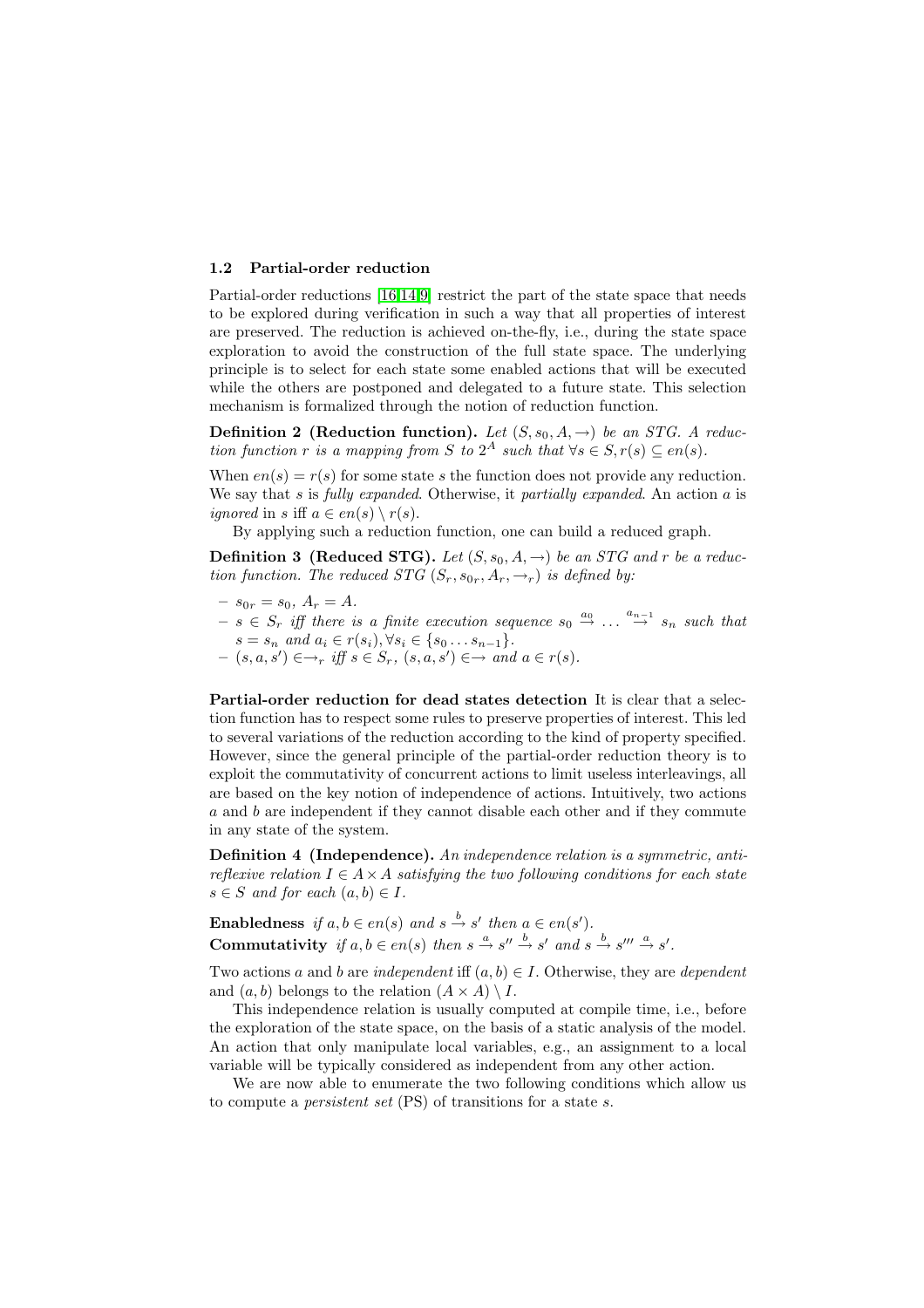### 1.2 Partial-order reduction

Partial-order reductions [16,14,9] restrict the part of the state space that needs to be explored during verification in such a way that all properties of interest are preserved. The reduction is achieved on-the-fly, i.e., during the state space exploration to avoid the construction of the full state space. The underlying principle is to select for each state some enabled actions that will be executed while the others are postponed and delegated to a future state. This selection mechanism is formalized through the notion of reduction function.

**Definition 2 (Reduction function).** *Let $(S, s_0, A, \rightarrow)$ be an STG. A reduction function $r$ is a mapping from $S$ to $2^A$ such that $\forall s \in S, r(s) \subseteq en(s)$.*

When $en(s) = r(s)$ for some state $s$ the function does not provide any reduction. We say that $s$ is *fully expanded*. Otherwise, it *partially expanded*. An action $a$ is *ignored* in $s$ iff $a \in en(s) \setminus r(s)$.

By applying such a reduction function, one can build a reduced graph.

**Definition 3 (Reduced STG).** *Let $(S, s_0, A, \rightarrow)$ be an STG and $r$ be a reduction function. The reduced STG $(S_r, s_{0r}, A_r, \rightarrow_r)$ is defined by:*

- $s_{0r} = s_0$, $A_r = A$.
- $s \in S_r$ *iff there is a finite execution sequence* $s_0 \xrightarrow{a_0} \ldots \xrightarrow{a_{n-1}} s_n$ *such that* $s = s_n$ *and* $a_i \in r(s_i), \forall s_i \in \{s_0 \ldots s_{n-1}\}$.
- $(s, a, s') \in \rightarrow_r$ *iff* $s \in S_r$, $(s, a, s') \in \rightarrow$ *and* $a \in r(s)$.

**Partial-order reduction for dead states detection** It is clear that a selection function has to respect some rules to preserve properties of interest. This led to several variations of the reduction according to the kind of property specified. However, since the general principle of the partial-order reduction theory is to exploit the commutativity of concurrent actions to limit useless interleavings, all are based on the key notion of independence of actions. Intuitively, two actions $a$ and $b$ are independent if they cannot disable each other and if they commute in any state of the system.

**Definition 4 (Independence).** *An independence relation is a symmetric, antireflexive relation $I \in A \times A$ satisfying the two following conditions for each state $s \in S$ and for each $(a, b) \in I$.*

**Enabledness** *if $a, b \in en(s)$ and $s \xrightarrow{b} s'$ then $a \in en(s')$.*
**Commutativity** *if $a, b \in en(s)$ then $s \xrightarrow{a} s'' \xrightarrow{b} s'$ and $s \xrightarrow{b} s''' \xrightarrow{a} s'$.*

Two actions $a$ and $b$ are *independent* iff $(a, b) \in I$. Otherwise, they are *dependent* and $(a, b)$ belongs to the relation $(A \times A) \setminus I$.

This independence relation is usually computed at compile time, i.e., before the exploration of the state space, on the basis of a static analysis of the model. An action that only manipulate local variables, e.g., an assignment to a local variable will be typically considered as independent from any other action.

We are now able to enumerate the two following conditions which allow us to compute a *persistent set* (PS) of transitions for a state $s$.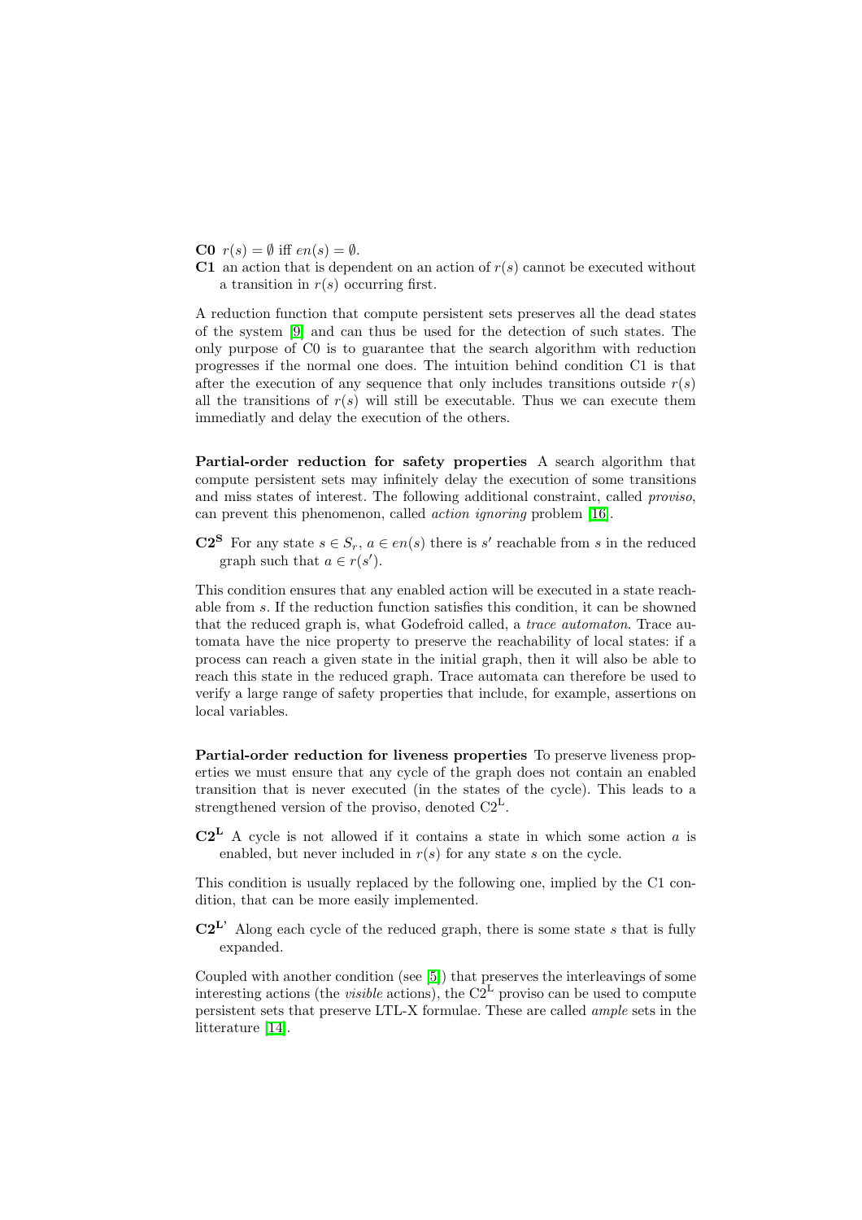**C0** $r(s) = \emptyset$ iff $en(s) = \emptyset$.

**C1** an action that is dependent on an action of $r(s)$ cannot be executed without a transition in $r(s)$ occurring first.

A reduction function that compute persistent sets preserves all the dead states of the system [9] and can thus be used for the detection of such states. The only purpose of C0 is to guarantee that the search algorithm with reduction progresses if the normal one does. The intuition behind condition C1 is that after the execution of any sequence that only includes transitions outside $r(s)$ all the transitions of $r(s)$ will still be executable. Thus we can execute them immediatly and delay the execution of the others.

**Partial-order reduction for safety properties** A search algorithm that compute persistent sets may infinitely delay the execution of some transitions and miss states of interest. The following additional constraint, called *proviso*, can prevent this phenomenon, called *action ignoring* problem [16].

**C2$^{\mathbf{S}}$** For any state $s \in S_r$, $a \in en(s)$ there is $s'$ reachable from $s$ in the reduced graph such that $a \in r(s')$.

This condition ensures that any enabled action will be executed in a state reachable from $s$. If the reduction function satisfies this condition, it can be showned that the reduced graph is, what Godefroid called, a *trace automaton*. Trace automata have the nice property to preserve the reachability of local states: if a process can reach a given state in the initial graph, then it will also be able to reach this state in the reduced graph. Trace automata can therefore be used to verify a large range of safety properties that include, for example, assertions on local variables.

**Partial-order reduction for liveness properties** To preserve liveness properties we must ensure that any cycle of the graph does not contain an enabled transition that is never executed (in the states of the cycle). This leads to a strengthened version of the proviso, denoted C2$^{\mathrm{L}}$.

**C2$^{\mathbf{L}}$** A cycle is not allowed if it contains a state in which some action $a$ is enabled, but never included in $r(s)$ for any state $s$ on the cycle.

This condition is usually replaced by the following one, implied by the C1 condition, that can be more easily implemented.

**C2$^{\mathbf{L'}}$** Along each cycle of the reduced graph, there is some state $s$ that is fully expanded.

Coupled with another condition (see [5]) that preserves the interleavings of some interesting actions (the *visible* actions), the C2$^{\mathrm{L}}$ proviso can be used to compute persistent sets that preserve LTL-X formulae. These are called *ample* sets in the litterature [14].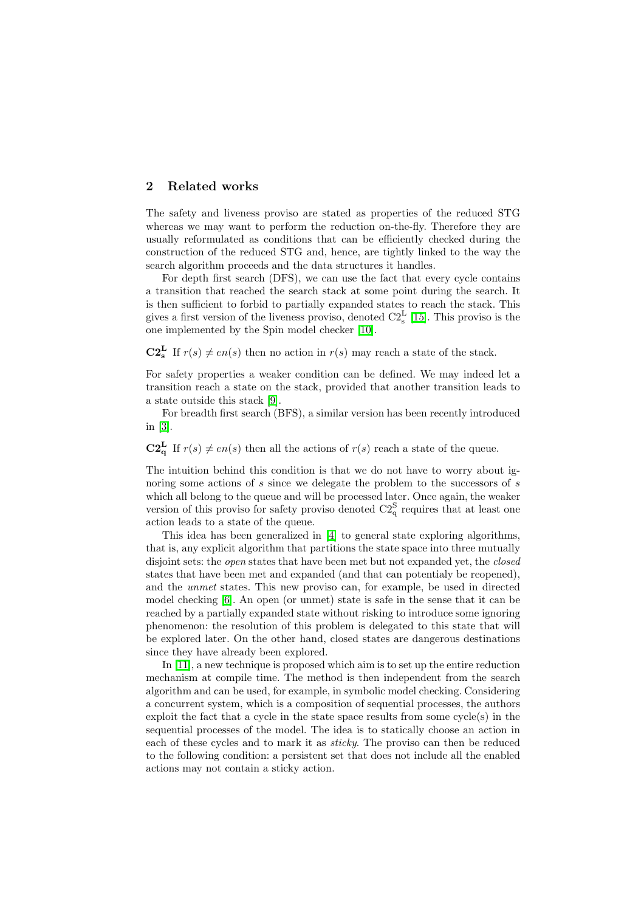## 2 Related works

The safety and liveness proviso are stated as properties of the reduced STG whereas we may want to perform the reduction on-the-fly. Therefore they are usually reformulated as conditions that can be efficiently checked during the construction of the reduced STG and, hence, are tightly linked to the way the search algorithm proceeds and the data structures it handles.

For depth first search (DFS), we can use the fact that every cycle contains a transition that reached the search stack at some point during the search. It is then sufficient to forbid to partially expanded states to reach the stack. This gives a first version of the liveness proviso, denoted $C2_s^L$ [15]. This proviso is the one implemented by the Spin model checker [10].

$\mathbf{C2_s^L}$ If $r(s) \neq en(s)$ then no action in $r(s)$ may reach a state of the stack.

For safety properties a weaker condition can be defined. We may indeed let a transition reach a state on the stack, provided that another transition leads to a state outside this stack [9].

For breadth first search (BFS), a similar version has been recently introduced in [3].

$\mathbf{C2_q^L}$ If $r(s) \neq en(s)$ then all the actions of $r(s)$ reach a state of the queue.

The intuition behind this condition is that we do not have to worry about ignoring some actions of $s$ since we delegate the problem to the successors of $s$ which all belong to the queue and will be processed later. Once again, the weaker version of this proviso for safety proviso denoted $C2_q^S$ requires that at least one action leads to a state of the queue.

This idea has been generalized in [4] to general state exploring algorithms, that is, any explicit algorithm that partitions the state space into three mutually disjoint sets: the *open* states that have been met but not expanded yet, the *closed* states that have been met and expanded (and that can potentialy be reopened), and the *unmet* states. This new proviso can, for example, be used in directed model checking [6]. An open (or unmet) state is safe in the sense that it can be reached by a partially expanded state without risking to introduce some ignoring phenomenon: the resolution of this problem is delegated to this state that will be explored later. On the other hand, closed states are dangerous destinations since they have already been explored.

In [11], a new technique is proposed which aim is to set up the entire reduction mechanism at compile time. The method is then independent from the search algorithm and can be used, for example, in symbolic model checking. Considering a concurrent system, which is a composition of sequential processes, the authors exploit the fact that a cycle in the state space results from some cycle(s) in the sequential processes of the model. The idea is to statically choose an action in each of these cycles and to mark it as *sticky*. The proviso can then be reduced to the following condition: a persistent set that does not include all the enabled actions may not contain a sticky action.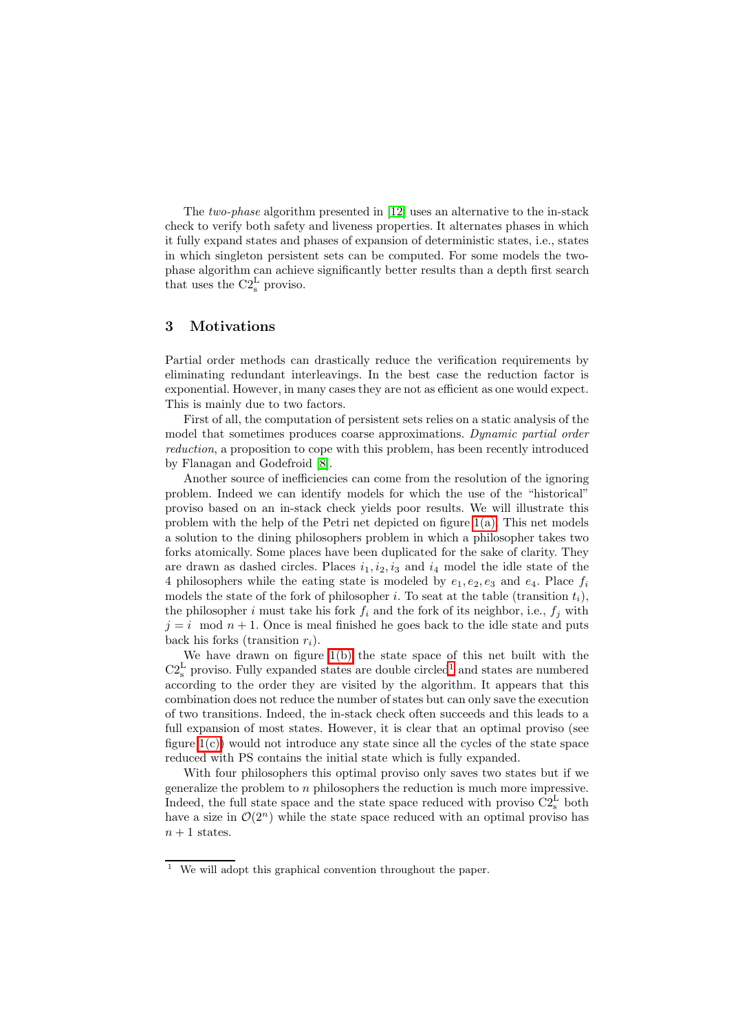The *two-phase* algorithm presented in [12] uses an alternative to the in-stack check to verify both safety and liveness properties. It alternates phases in which it fully expand states and phases of expansion of deterministic states, i.e., states in which singleton persistent sets can be computed. For some models the two-phase algorithm can achieve significantly better results than a depth first search that uses the $C2_s^L$ proviso.

## 3 Motivations

Partial order methods can drastically reduce the verification requirements by eliminating redundant interleavings. In the best case the reduction factor is exponential. However, in many cases they are not as efficient as one would expect. This is mainly due to two factors.

First of all, the computation of persistent sets relies on a static analysis of the model that sometimes produces coarse approximations. *Dynamic partial order reduction*, a proposition to cope with this problem, has been recently introduced by Flanagan and Godefroid [8].

Another source of inefficiencies can come from the resolution of the ignoring problem. Indeed we can identify models for which the use of the "historical" proviso based on an in-stack check yields poor results. We will illustrate this problem with the help of the Petri net depicted on figure 1(a). This net models a solution to the dining philosophers problem in which a philosopher takes two forks atomically. Some places have been duplicated for the sake of clarity. They are drawn as dashed circles. Places $i_1, i_2, i_3$ and $i_4$ model the idle state of the 4 philosophers while the eating state is modeled by $e_1, e_2, e_3$ and $e_4$. Place $f_i$ models the state of the fork of philosopher $i$. To seat at the table (transition $t_i$), the philosopher $i$ must take his fork $f_i$ and the fork of its neighbor, i.e., $f_j$ with $j = i \mod n + 1$. Once is meal finished he goes back to the idle state and puts back his forks (transition $r_i$).

We have drawn on figure 1(b) the state space of this net built with the $C2_s^L$ proviso. Fully expanded states are double circled[1] and states are numbered according to the order they are visited by the algorithm. It appears that this combination does not reduce the number of states but can only save the execution of two transitions. Indeed, the in-stack check often succeeds and this leads to a full expansion of most states. However, it is clear that an optimal proviso (see figure 1(c)) would not introduce any state since all the cycles of the state space reduced with PS contains the initial state which is fully expanded.

With four philosophers this optimal proviso only saves two states but if we generalize the problem to $n$ philosophers the reduction is much more impressive. Indeed, the full state space and the state space reduced with proviso $C2_s^L$ both have a size in $\mathcal{O}(2^n)$ while the state space reduced with an optimal proviso has $n + 1$ states.

[1] We will adopt this graphical convention throughout the paper.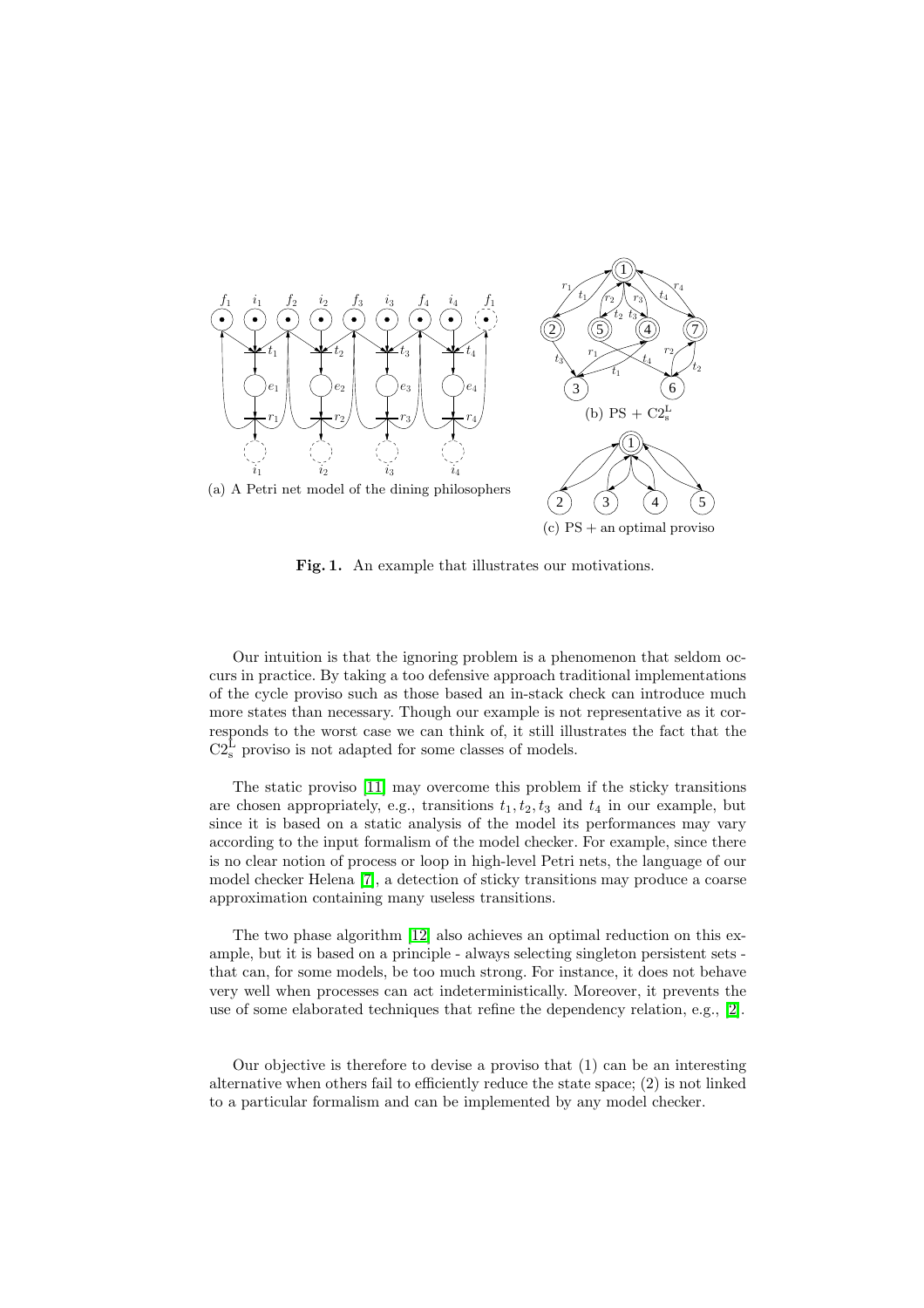(a) A Petri net model of the dining philosophers

(b) PS + $C2^{L}_{s}$

(c) PS + an optimal proviso

**Fig. 1.** An example that illustrates our motivations.

Our intuition is that the ignoring problem is a phenomenon that seldom occurs in practice. By taking a too defensive approach traditional implementations of the cycle proviso such as those based an in-stack check can introduce much more states than necessary. Though our example is not representative as it corresponds to the worst case we can think of, it still illustrates the fact that the $C2^{L}_{s}$ proviso is not adapted for some classes of models.

The static proviso [11] may overcome this problem if the sticky transitions are chosen appropriately, e.g., transitions $t_1, t_2, t_3$ and $t_4$ in our example, but since it is based on a static analysis of the model its performances may vary according to the input formalism of the model checker. For example, since there is no clear notion of process or loop in high-level Petri nets, the language of our model checker Helena [7], a detection of sticky transitions may produce a coarse approximation containing many useless transitions.

The two phase algorithm [12] also achieves an optimal reduction on this example, but it is based on a principle - always selecting singleton persistent sets - that can, for some models, be too much strong. For instance, it does not behave very well when processes can act indeterministically. Moreover, it prevents the use of some elaborated techniques that refine the dependency relation, e.g., [2].

Our objective is therefore to devise a proviso that (1) can be an interesting alternative when others fail to efficiently reduce the state space; (2) is not linked to a particular formalism and can be implemented by any model checker.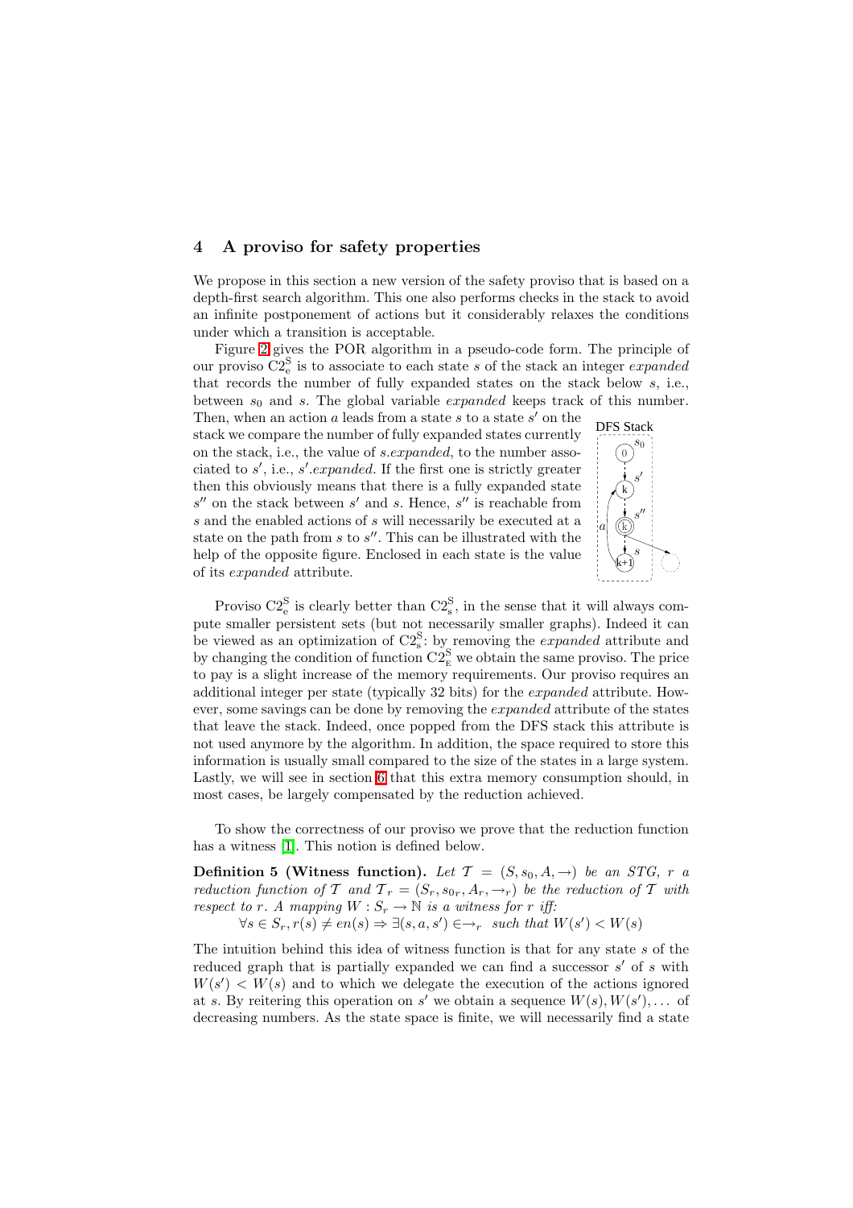## 4 A proviso for safety properties

We propose in this section a new version of the safety proviso that is based on a depth-first search algorithm. This one also performs checks in the stack to avoid an infinite postponement of actions but it considerably relaxes the conditions under which a transition is acceptable.

Figure 2 gives the POR algorithm in a pseudo-code form. The principle of our proviso $C2^S_e$ is to associate to each state $s$ of the stack an integer *expanded* that records the number of fully expanded states on the stack below $s$, i.e., between $s_0$ and $s$. The global variable *expanded* keeps track of this number. Then, when an action $a$ leads from a state $s$ to a state $s'$ on the stack we compare the number of fully expanded states currently on the stack, i.e., the value of $s$.*expanded*, to the number associated to $s'$, i.e., $s'$.*expanded*. If the first one is strictly greater then this obviously means that there is a fully expanded state $s''$ on the stack between $s'$ and $s$. Hence, $s''$ is reachable from $s$ and the enabled actions of $s$ will necessarily be executed at a state on the path from $s$ to $s''$. This can be illustrated with the help of the opposite figure. Enclosed in each state is the value of its *expanded* attribute.

Proviso $C2^S_e$ is clearly better than $C2^S_s$, in the sense that it will always compute smaller persistent sets (but not necessarily smaller graphs). Indeed it can be viewed as an optimization of $C2^S_s$: by removing the *expanded* attribute and by changing the condition of function $C2^S_E$ we obtain the same proviso. The price to pay is a slight increase of the memory requirements. Our proviso requires an additional integer per state (typically 32 bits) for the *expanded* attribute. However, some savings can be done by removing the *expanded* attribute of the states that leave the stack. Indeed, once popped from the DFS stack this attribute is not used anymore by the algorithm. In addition, the space required to store this information is usually small compared to the size of the states in a large system. Lastly, we will see in section 6 that this extra memory consumption should, in most cases, be largely compensated by the reduction achieved.

To show the correctness of our proviso we prove that the reduction function has a witness [1]. This notion is defined below.

**Definition 5 (Witness function).** *Let $\mathcal{T} = (S, s_0, A, \rightarrow)$ be an STG, $r$ a reduction function of $\mathcal{T}$ and $\mathcal{T}_r = (S_r, s_{0r}, A_r, \rightarrow_r)$ be the reduction of $\mathcal{T}$ with respect to $r$. A mapping $W : S_r \rightarrow \mathbb{N}$ is a witness for $r$ iff:*

$$\forall s \in S_r, r(s) \neq en(s) \Rightarrow \exists (s, a, s') \in \rightarrow_r \text{ such that } W(s') < W(s)$$

The intuition behind this idea of witness function is that for any state $s$ of the reduced graph that is partially expanded we can find a successor $s'$ of $s$ with $W(s') < W(s)$ and to which we delegate the execution of the actions ignored at $s$. By reitering this operation on $s'$ we obtain a sequence $W(s), W(s'), \ldots$ of decreasing numbers. As the state space is finite, we will necessarily find a state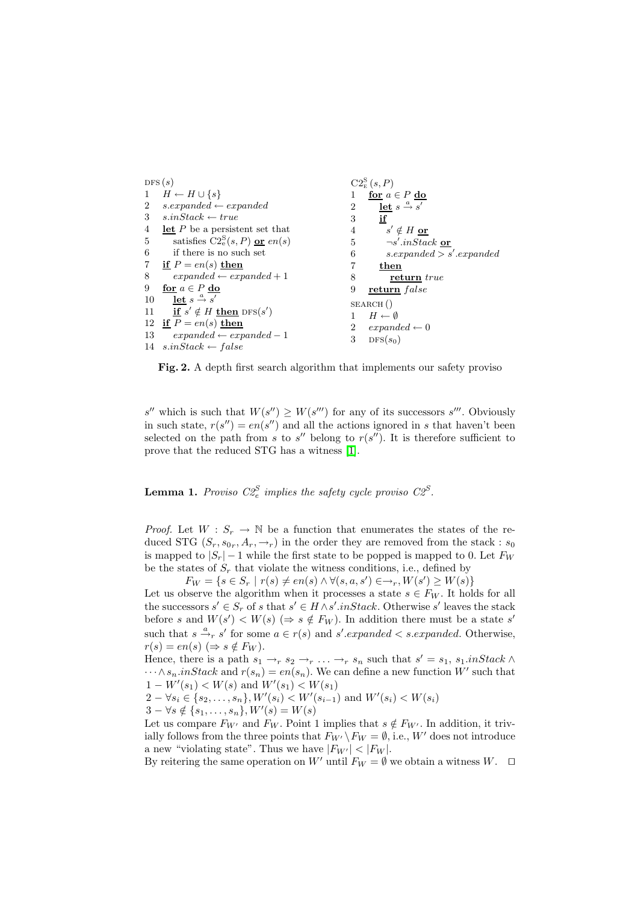```
DFS(s)
1   H ← H ∪ {s}
2   s.expanded ← expanded
3   s.inStack ← true
4   let P be a persistent set that
5       satisfies C2^S_e(s, P) or en(s)
6       if there is no such set
7   if P = en(s) then
8       expanded ← expanded + 1
9   for a ∈ P do
10      let s -a-> s'
11      if s' ∉ H then DFS(s')
12  if P = en(s) then
13      expanded ← expanded − 1
14  s.inStack ← false
```

```
C2^S_E(s, P)
1   for a ∈ P do
2       let s -a-> s'
3       if
4           s' ∉ H or
5           ¬s'.inStack or
6           s.expanded > s'.expanded
7       then
8           return true
9   return false

SEARCH()
1   H ← ∅
2   expanded ← 0
3   DFS(s_0)
```

**Fig. 2.** A depth first search algorithm that implements our safety proviso

$s''$ which is such that $W(s'') \geq W(s''')$ for any of its successors $s'''$. Obviously in such state, $r(s'') = en(s'')$ and all the actions ignored in $s$ that haven't been selected on the path from $s$ to $s''$ belong to $r(s'')$. It is therefore sufficient to prove that the reduced STG has a witness [1].

**Lemma 1.** *Proviso $C2^S_e$ implies the safety cycle proviso $C2^S$.*

*Proof.* Let $W : S_r \to \mathbb{N}$ be a function that enumerates the states of the reduced STG $(S_r, s_{0r}, A_r, \to_r)$ in the order they are removed from the stack : $s_0$ is mapped to $|S_r| - 1$ while the first state to be popped is mapped to 0. Let $F_W$ be the states of $S_r$ that violate the witness conditions, i.e., defined by

$$F_W = \{s \in S_r \mid r(s) \neq en(s) \wedge \forall (s, a, s') \in \to_r, W(s') \geq W(s)\}$$

Let us observe the algorithm when it processes a state $s \in F_W$. It holds for all the successors $s' \in S_r$ of $s$ that $s' \in H \wedge s'.inStack$. Otherwise $s'$ leaves the stack before $s$ and $W(s') < W(s)$ ($\Rightarrow s \notin F_W$). In addition there must be a state $s'$ such that $s \xrightarrow{a}_r s'$ for some $a \in r(s)$ and $s'.expanded < s.expanded$. Otherwise, $r(s) = en(s)$ ($\Rightarrow s \notin F_W$).

Hence, there is a path $s_1 \to_r s_2 \to_r \ldots \to_r s_n$ such that $s' = s_1$, $s_1.inStack \wedge \cdots \wedge s_n.inStack$ and $r(s_n) = en(s_n)$. We can define a new function $W'$ such that

1 − $W'(s_1) < W(s)$ and $W'(s_1) < W(s_1)$

2 − $\forall s_i \in \{s_2, \ldots, s_n\}, W'(s_i) < W'(s_{i-1})$ and $W'(s_i) < W(s_i)$

3 − $\forall s \notin \{s_1, \ldots, s_n\}, W'(s) = W(s)$

Let us compare $F_{W'}$ and $F_W$. Point 1 implies that $s \notin F_{W'}$. In addition, it trivially follows from the three points that $F_{W'} \setminus F_W = \emptyset$, i.e., $W'$ does not introduce a new "violating state". Thus we have $|F_{W'}| < |F_W|$.

By reitering the same operation on $W'$ until $F_W = \emptyset$ we obtain a witness $W$. ◻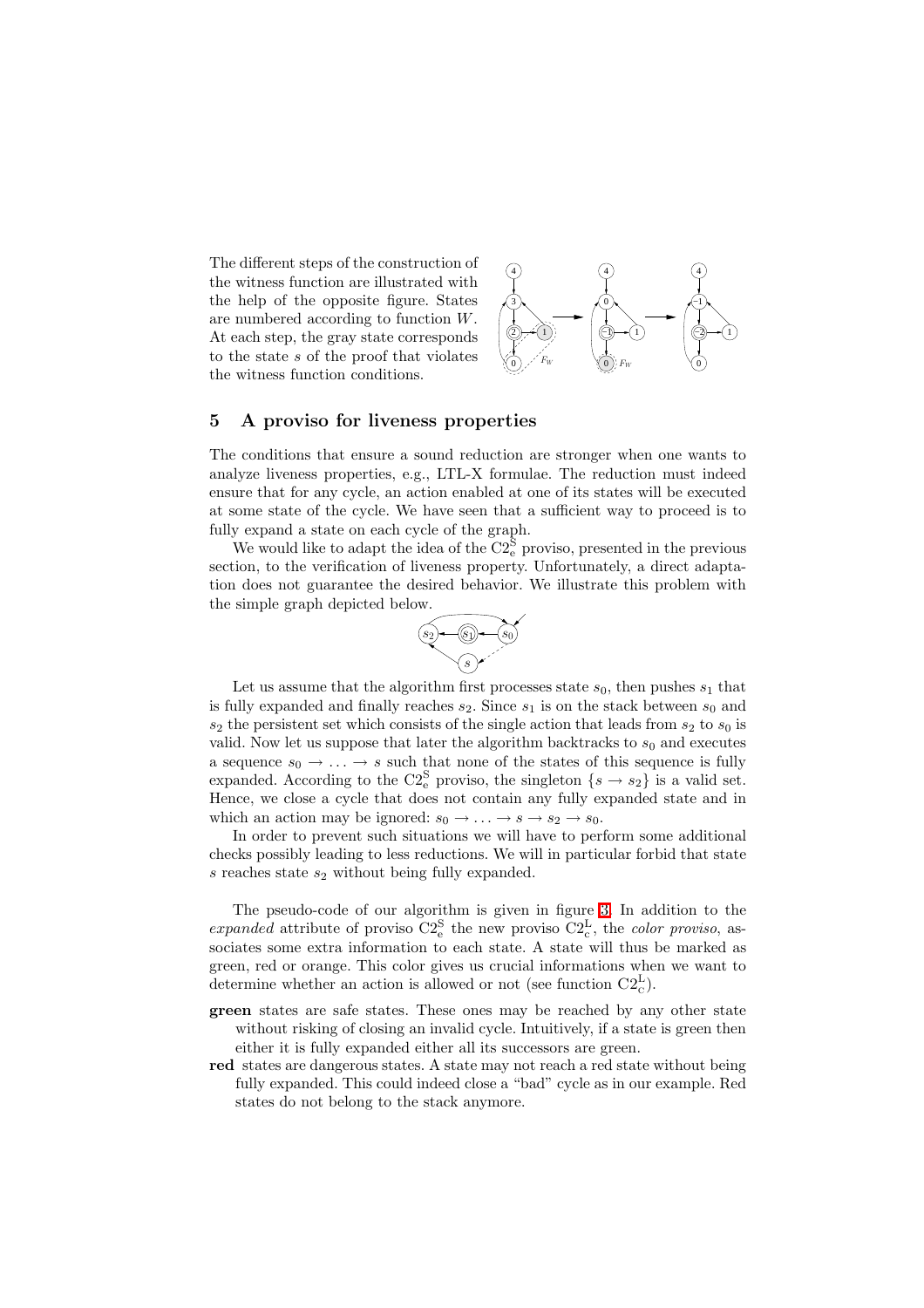The different steps of the construction of the witness function are illustrated with the help of the opposite figure. States are numbered according to function $W$. At each step, the gray state corresponds to the state $s$ of the proof that violates the witness function conditions.

## 5 A proviso for liveness properties

The conditions that ensure a sound reduction are stronger when one wants to analyze liveness properties, e.g., LTL-X formulae. The reduction must indeed ensure that for any cycle, an action enabled at one of its states will be executed at some state of the cycle. We have seen that a sufficient way to proceed is to fully expand a state on each cycle of the graph.

We would like to adapt the idea of the $\mathrm{C2}_{\mathrm{e}}^{\mathrm{S}}$ proviso, presented in the previous section, to the verification of liveness property. Unfortunately, a direct adaptation does not guarantee the desired behavior. We illustrate this problem with the simple graph depicted below.

Let us assume that the algorithm first processes state $s_0$, then pushes $s_1$ that is fully expanded and finally reaches $s_2$. Since $s_1$ is on the stack between $s_0$ and $s_2$ the persistent set which consists of the single action that leads from $s_2$ to $s_0$ is valid. Now let us suppose that later the algorithm backtracks to $s_0$ and executes a sequence $s_0 \rightarrow \ldots \rightarrow s$ such that none of the states of this sequence is fully expanded. According to the $\mathrm{C2}_{\mathrm{e}}^{\mathrm{S}}$ proviso, the singleton $\{s \rightarrow s_2\}$ is a valid set. Hence, we close a cycle that does not contain any fully expanded state and in which an action may be ignored: $s_0 \rightarrow \ldots \rightarrow s \rightarrow s_2 \rightarrow s_0$.

In order to prevent such situations we will have to perform some additional checks possibly leading to less reductions. We will in particular forbid that state $s$ reaches state $s_2$ without being fully expanded.

The pseudo-code of our algorithm is given in figure 3. In addition to the *expanded* attribute of proviso $\mathrm{C2}_{\mathrm{e}}^{\mathrm{S}}$ the new proviso $\mathrm{C2}_{\mathrm{c}}^{\mathrm{L}}$, the *color proviso*, associates some extra information to each state. A state will thus be marked as green, red or orange. This color gives us crucial informations when we want to determine whether an action is allowed or not (see function $\mathrm{C2}_{\mathrm{c}}^{\mathrm{L}}$).

- **green** states are safe states. These ones may be reached by any other state without risking of closing an invalid cycle. Intuitively, if a state is green then either it is fully expanded either all its successors are green.
- **red** states are dangerous states. A state may not reach a red state without being fully expanded. This could indeed close a "bad" cycle as in our example. Red states do not belong to the stack anymore.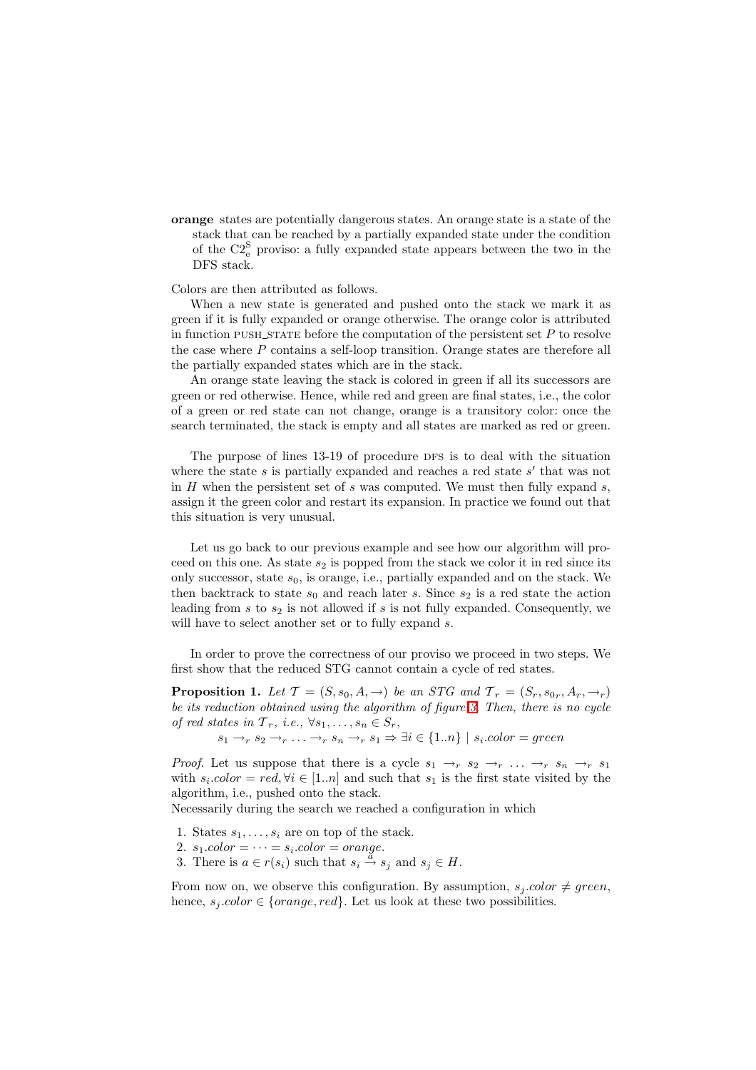**orange** states are potentially dangerous states. An orange state is a state of the stack that can be reached by a partially expanded state under the condition of the $\text{C2}^{\text{S}}_{\text{e}}$ proviso: a fully expanded state appears between the two in the DFS stack.

Colors are then attributed as follows.

When a new state is generated and pushed onto the stack we mark it as green if it is fully expanded or orange otherwise. The orange color is attributed in function PUSH_STATE before the computation of the persistent set $P$ to resolve the case where $P$ contains a self-loop transition. Orange states are therefore all the partially expanded states which are in the stack.

An orange state leaving the stack is colored in green if all its successors are green or red otherwise. Hence, while red and green are final states, i.e., the color of a green or red state can not change, orange is a transitory color: once the search terminated, the stack is empty and all states are marked as red or green.

The purpose of lines 13-19 of procedure DFS is to deal with the situation where the state $s$ is partially expanded and reaches a red state $s'$ that was not in $H$ when the persistent set of $s$ was computed. We must then fully expand $s$, assign it the green color and restart its expansion. In practice we found out that this situation is very unusual.

Let us go back to our previous example and see how our algorithm will proceed on this one. As state $s_2$ is popped from the stack we color it in red since its only successor, state $s_0$, is orange, i.e., partially expanded and on the stack. We then backtrack to state $s_0$ and reach later $s$. Since $s_2$ is a red state the action leading from $s$ to $s_2$ is not allowed if $s$ is not fully expanded. Consequently, we will have to select another set or to fully expand $s$.

In order to prove the correctness of our proviso we proceed in two steps. We first show that the reduced STG cannot contain a cycle of red states.

**Proposition 1.** *Let $\mathcal{T} = (S, s_0, A, \rightarrow)$ be an STG and $\mathcal{T}_r = (S_r, s_{0r}, A_r, \rightarrow_r)$ be its reduction obtained using the algorithm of figure 3. Then, there is no cycle of red states in $\mathcal{T}_r$, i.e., $\forall s_1, \ldots, s_n \in S_r$,*

$$s_1 \rightarrow_r s_2 \rightarrow_r \ldots \rightarrow_r s_n \rightarrow_r s_1 \Rightarrow \exists i \in \{1..n\} \mid s_i.color = green$$

*Proof.* Let us suppose that there is a cycle $s_1 \rightarrow_r s_2 \rightarrow_r \ldots \rightarrow_r s_n \rightarrow_r s_1$ with $s_i.color = red, \forall i \in [1..n]$ and such that $s_1$ is the first state visited by the algorithm, i.e., pushed onto the stack.
Necessarily during the search we reached a configuration in which

1. States $s_1, \ldots, s_i$ are on top of the stack.
2. $s_1.color = \cdots = s_i.color = orange$.
3. There is $a \in r(s_i)$ such that $s_i \xrightarrow{a} s_j$ and $s_j \in H$.

From now on, we observe this configuration. By assumption, $s_j.color \neq green$, hence, $s_j.color \in \{orange, red\}$. Let us look at these two possibilities.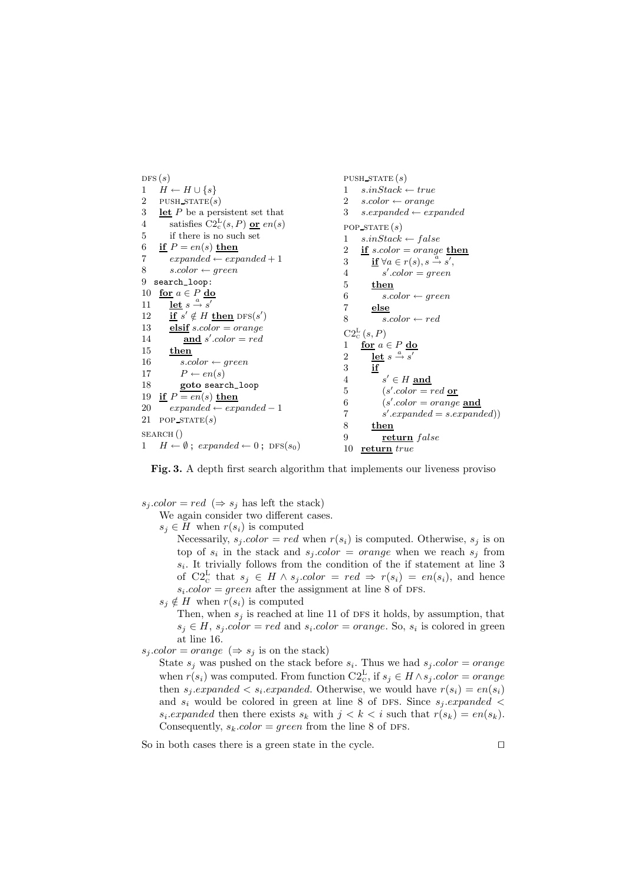```
DFS(s)
1   H ← H ∪ {s}
2   PUSH_STATE(s)
3   let P be a persistent set that
4       satisfies C2_c^L(s, P) or en(s)
5       if there is no such set
6   if P = en(s) then
7       expanded ← expanded + 1
8       s.color ← green
9  search_loop:
10  for a ∈ P do
11      let s -a-> s'
12      if s' ∉ H then DFS(s')
13      elsif s.color = orange
14          and s'.color = red
15      then
16          s.color ← green
17          P ← en(s)
18          goto search_loop
19  if P = en(s) then
20      expanded ← expanded − 1
21  POP_STATE(s)

SEARCH()
1   H ← ∅ ; expanded ← 0 ; DFS(s0)

PUSH_STATE(s)
1   s.inStack ← true
2   s.color ← orange
3   s.expanded ← expanded

POP_STATE(s)
1   s.inStack ← false
2   if s.color = orange then
3       if ∀a ∈ r(s), s -a-> s',
4           s'.color = green
5       then
6           s.color ← green
7       else
8           s.color ← red

C2_c^L(s, P)
1   for a ∈ P do
2       let s -a-> s'
3       if
4           s' ∈ H and
5           (s'.color = red or
6           (s'.color = orange and
7           s'.expanded = s.expanded))
8       then
9           return false
10  return true
```

**Fig. 3.** A depth first search algorithm that implements our liveness proviso

$s_j.color = red$ ($\Rightarrow s_j$ has left the stack)

We again consider two different cases.

$s_j \in H$ when $r(s_i)$ is computed

Necessarily, $s_j.color = red$ when $r(s_i)$ is computed. Otherwise, $s_j$ is on top of $s_i$ in the stack and $s_j.color = orange$ when we reach $s_j$ from $s_i$. It trivially follows from the condition of the if statement at line 3 of $\mathrm{C2}_{\mathrm{C}}^{\mathrm{L}}$ that $s_j \in H \wedge s_j.color = red \Rightarrow r(s_i) = en(s_i)$, and hence $s_i.color = green$ after the assignment at line 8 of DFS.

$s_j \notin H$ when $r(s_i)$ is computed

Then, when $s_j$ is reached at line 11 of DFS it holds, by assumption, that $s_j \in H$, $s_j.color = red$ and $s_i.color = orange$. So, $s_i$ is colored in green at line 16.

$s_j.color = orange$ ($\Rightarrow s_j$ is on the stack)

State $s_j$ was pushed on the stack before $s_i$. Thus we had $s_j.color = orange$ when $r(s_i)$ was computed. From function $\mathrm{C2}_{\mathrm{C}}^{\mathrm{L}}$, if $s_j \in H \wedge s_j.color = orange$ then $s_j.expanded < s_i.expanded$. Otherwise, we would have $r(s_i) = en(s_i)$ and $s_i$ would be colored in green at line 8 of DFS. Since $s_j.expanded < s_i.expanded$ then there exists $s_k$ with $j < k < i$ such that $r(s_k) = en(s_k)$. Consequently, $s_k.color = green$ from the line 8 of DFS.

So in both cases there is a green state in the cycle. □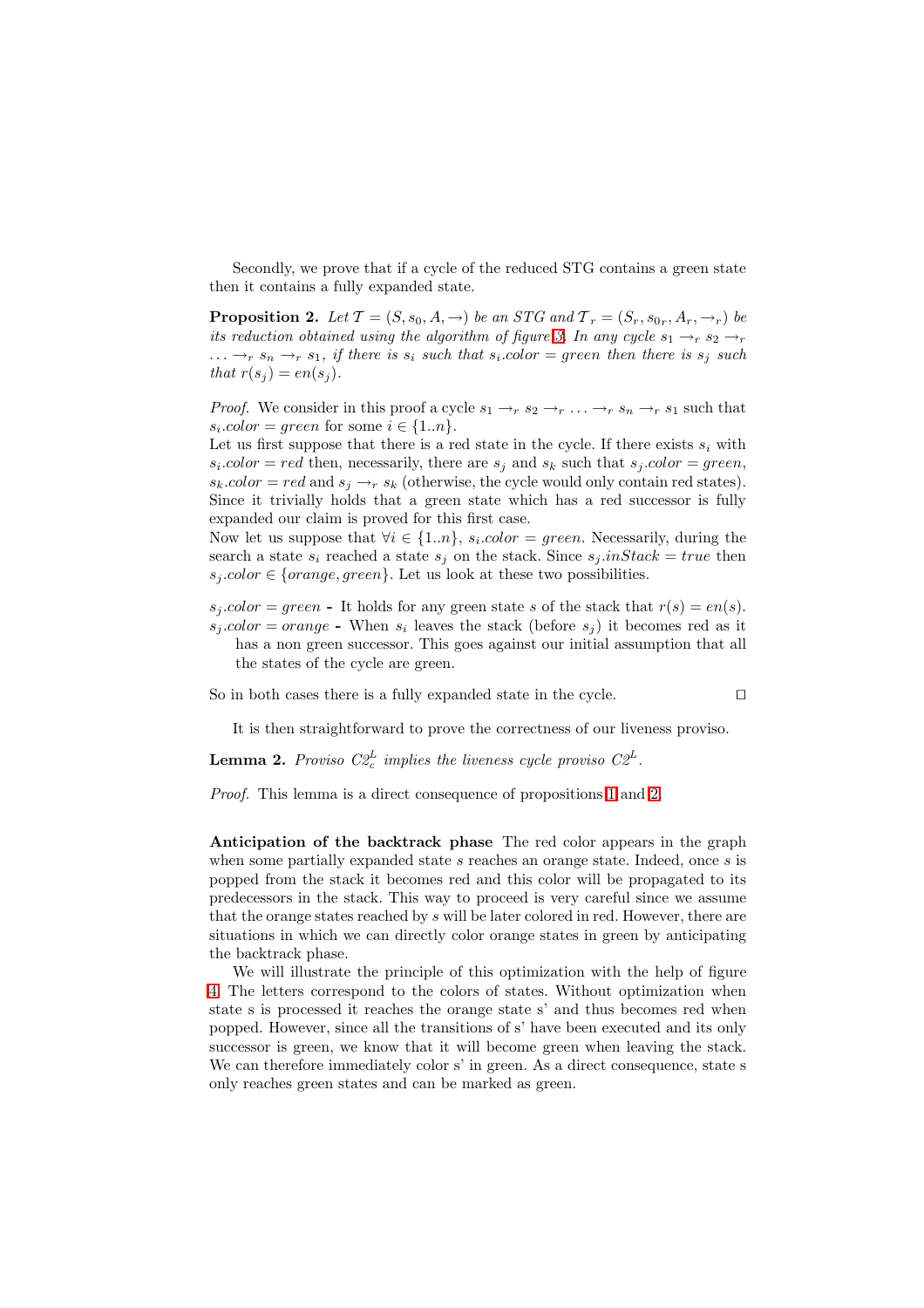Secondly, we prove that if a cycle of the reduced STG contains a green state then it contains a fully expanded state.

**Proposition 2.** *Let $\mathcal{T} = (S, s_0, A, \to)$ be an STG and $\mathcal{T}_r = (S_r, s_{0r}, A_r, \to_r)$ be its reduction obtained using the algorithm of figure 3. In any cycle $s_1 \to_r s_2 \to_r \ldots \to_r s_n \to_r s_1$, if there is $s_i$ such that $s_i.color = green$ then there is $s_j$ such that $r(s_j) = en(s_j)$.*

*Proof.* We consider in this proof a cycle $s_1 \to_r s_2 \to_r \ldots \to_r s_n \to_r s_1$ such that $s_i.color = green$ for some $i \in \{1..n\}$.
Let us first suppose that there is a red state in the cycle. If there exists $s_i$ with $s_i.color = red$ then, necessarily, there are $s_j$ and $s_k$ such that $s_j.color = green$, $s_k.color = red$ and $s_j \to_r s_k$ (otherwise, the cycle would only contain red states). Since it trivially holds that a green state which has a red successor is fully expanded our claim is proved for this first case.
Now let us suppose that $\forall i \in \{1..n\}$, $s_i.color = green$. Necessarily, during the search a state $s_i$ reached a state $s_j$ on the stack. Since $s_j.inStack = true$ then $s_j.color \in \{orange, green\}$. Let us look at these two possibilities.

- $s_j.color = green$ **-** It holds for any green state $s$ of the stack that $r(s) = en(s)$.
- $s_j.color = orange$ **-** When $s_i$ leaves the stack (before $s_j$) it becomes red as it has a non green successor. This goes against our initial assumption that all the states of the cycle are green.

So in both cases there is a fully expanded state in the cycle. □

It is then straightforward to prove the correctness of our liveness proviso.

**Lemma 2.** *Proviso $C2^L_c$ implies the liveness cycle proviso $C2^L$.*

*Proof.* This lemma is a direct consequence of propositions 1 and 2.

**Anticipation of the backtrack phase** The red color appears in the graph when some partially expanded state $s$ reaches an orange state. Indeed, once $s$ is popped from the stack it becomes red and this color will be propagated to its predecessors in the stack. This way to proceed is very careful since we assume that the orange states reached by $s$ will be later colored in red. However, there are situations in which we can directly color orange states in green by anticipating the backtrack phase.

We will illustrate the principle of this optimization with the help of figure 4. The letters correspond to the colors of states. Without optimization when state s is processed it reaches the orange state s' and thus becomes red when popped. However, since all the transitions of s' have been executed and its only successor is green, we know that it will become green when leaving the stack. We can therefore immediately color s' in green. As a direct consequence, state s only reaches green states and can be marked as green.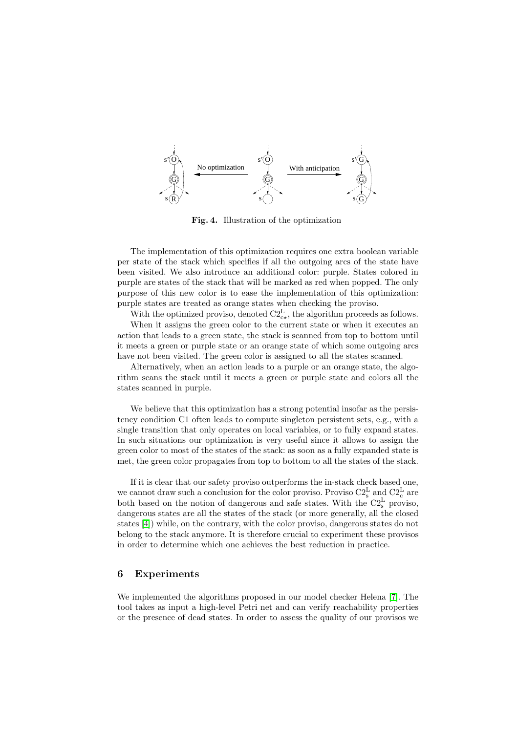**Fig. 4.** Illustration of the optimization

The implementation of this optimization requires one extra boolean variable per state of the stack which specifies if all the outgoing arcs of the state have been visited. We also introduce an additional color: purple. States colored in purple are states of the stack that will be marked as red when popped. The only purpose of this new color is to ease the implementation of this optimization: purple states are treated as orange states when checking the proviso.

With the optimized proviso, denoted $C2^{L}_{c\star}$, the algorithm proceeds as follows. When it assigns the green color to the current state or when it executes an action that leads to a green state, the stack is scanned from top to bottom until it meets a green or purple state or an orange state of which some outgoing arcs have not been visited. The green color is assigned to all the states scanned.

Alternatively, when an action leads to a purple or an orange state, the algorithm scans the stack until it meets a green or purple state and colors all the states scanned in purple.

We believe that this optimization has a strong potential insofar as the persistency condition C1 often leads to compute singleton persistent sets, e.g., with a single transition that only operates on local variables, or to fully expand states. In such situations our optimization is very useful since it allows to assign the green color to most of the states of the stack: as soon as a fully expanded state is met, the green color propagates from top to bottom to all the states of the stack.

If it is clear that our safety proviso outperforms the in-stack check based one, we cannot draw such a conclusion for the color proviso. Proviso $C2^{L}_{s}$ and $C2^{L}_{c}$ are both based on the notion of dangerous and safe states. With the $C2^{L}_{s}$ proviso, dangerous states are all the states of the stack (or more generally, all the closed states [4]) while, on the contrary, with the color proviso, dangerous states do not belong to the stack anymore. It is therefore crucial to experiment these provisos in order to determine which one achieves the best reduction in practice.

## 6 Experiments

We implemented the algorithms proposed in our model checker Helena [7]. The tool takes as input a high-level Petri net and can verify reachability properties or the presence of dead states. In order to assess the quality of our provisos we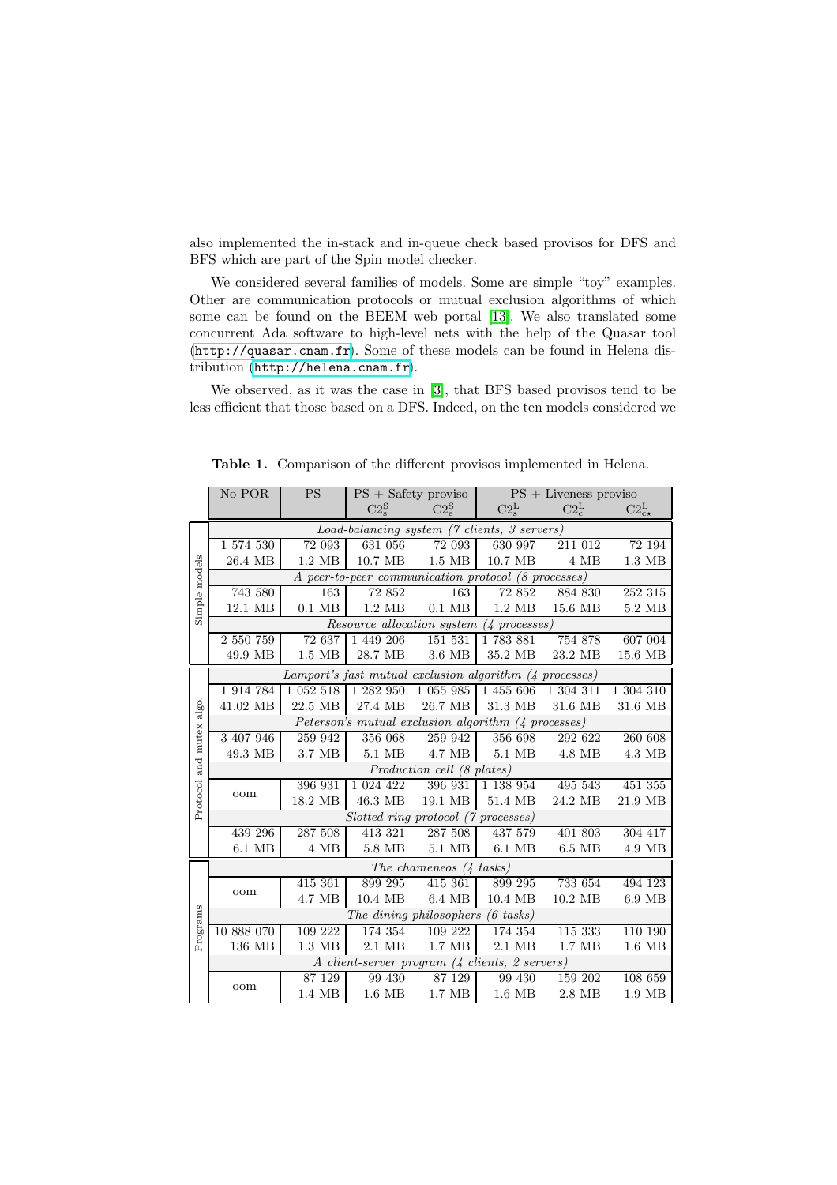also implemented the in-stack and in-queue check based provisos for DFS and BFS which are part of the Spin model checker.

We considered several families of models. Some are simple "toy" examples. Other are communication protocols or mutual exclusion algorithms of which some can be found on the BEEM web portal [13]. We also translated some concurrent Ada software to high-level nets with the help of the Quasar tool (http://quasar.cnam.fr). Some of these models can be found in Helena distribution (http://helena.cnam.fr).

We observed, as it was the case in [3], that BFS based provisos tend to be less efficient that those based on a DFS. Indeed, on the ten models considered we

**Table 1.** Comparison of the different provisos implemented in Helena.

| | No POR | PS | PS + Safety proviso | | PS + Liveness proviso | | |
|---|---|---|---|---|---|---|---|
| | | | $C2^S_s$ | $C2^S_e$ | $C2^L_s$ | $C2^L_c$ | $C2^L_{c\star}$ |
| **Simple models** | *Load-balancing system (7 clients, 3 servers)* | | | | | | |
| | 1 574 530 | 72 093 | 631 056 | 72 093 | 630 997 | 211 012 | 72 194 |
| | 26.4 MB | 1.2 MB | 10.7 MB | 1.5 MB | 10.7 MB | 4 MB | 1.3 MB |
| | *A peer-to-peer communication protocol (8 processes)* | | | | | | |
| | 743 580 | 163 | 72 852 | 163 | 72 852 | 884 830 | 252 315 |
| | 12.1 MB | 0.1 MB | 1.2 MB | 0.1 MB | 1.2 MB | 15.6 MB | 5.2 MB |
| | *Resource allocation system (4 processes)* | | | | | | |
| | 2 550 759 | 72 637 | 1 449 206 | 151 531 | 1 783 881 | 754 878 | 607 004 |
| | 49.9 MB | 1.5 MB | 28.7 MB | 3.6 MB | 35.2 MB | 23.2 MB | 15.6 MB |
| **Protocol and mutex algo.** | *Lamport's fast mutual exclusion algorithm (4 processes)* | | | | | | |
| | 1 914 784 | 1 052 518 | 1 282 950 | 1 055 985 | 1 455 606 | 1 304 311 | 1 304 310 |
| | 41.02 MB | 22.5 MB | 27.4 MB | 26.7 MB | 31.3 MB | 31.6 MB | 31.6 MB |
| | *Peterson's mutual exclusion algorithm (4 processes)* | | | | | | |
| | 3 407 946 | 259 942 | 356 068 | 259 942 | 356 698 | 292 622 | 260 608 |
| | 49.3 MB | 3.7 MB | 5.1 MB | 4.7 MB | 5.1 MB | 4.8 MB | 4.3 MB |
| | *Production cell (8 plates)* | | | | | | |
| | oom | 396 931 | 1 024 422 | 396 931 | 1 138 954 | 495 543 | 451 355 |
| | | 18.2 MB | 46.3 MB | 19.1 MB | 51.4 MB | 24.2 MB | 21.9 MB |
| | *Slotted ring protocol (7 processes)* | | | | | | |
| | 439 296 | 287 508 | 413 321 | 287 508 | 437 579 | 401 803 | 304 417 |
| | 6.1 MB | 4 MB | 5.8 MB | 5.1 MB | 6.1 MB | 6.5 MB | 4.9 MB |
| **Programs** | *The chameneos (4 tasks)* | | | | | | |
| | oom | 415 361 | 899 295 | 415 361 | 899 295 | 733 654 | 494 123 |
| | | 4.7 MB | 10.4 MB | 6.4 MB | 10.4 MB | 10.2 MB | 6.9 MB |
| | *The dining philosophers (6 tasks)* | | | | | | |
| | 10 888 070 | 109 222 | 174 354 | 109 222 | 174 354 | 115 333 | 110 190 |
| | 136 MB | 1.3 MB | 2.1 MB | 1.7 MB | 2.1 MB | 1.7 MB | 1.6 MB |
| | *A client-server program (4 clients, 2 servers)* | | | | | | |
| | oom | 87 129 | 99 430 | 87 129 | 99 430 | 159 202 | 108 659 |
| | | 1.4 MB | 1.6 MB | 1.7 MB | 1.6 MB | 2.8 MB | 1.9 MB |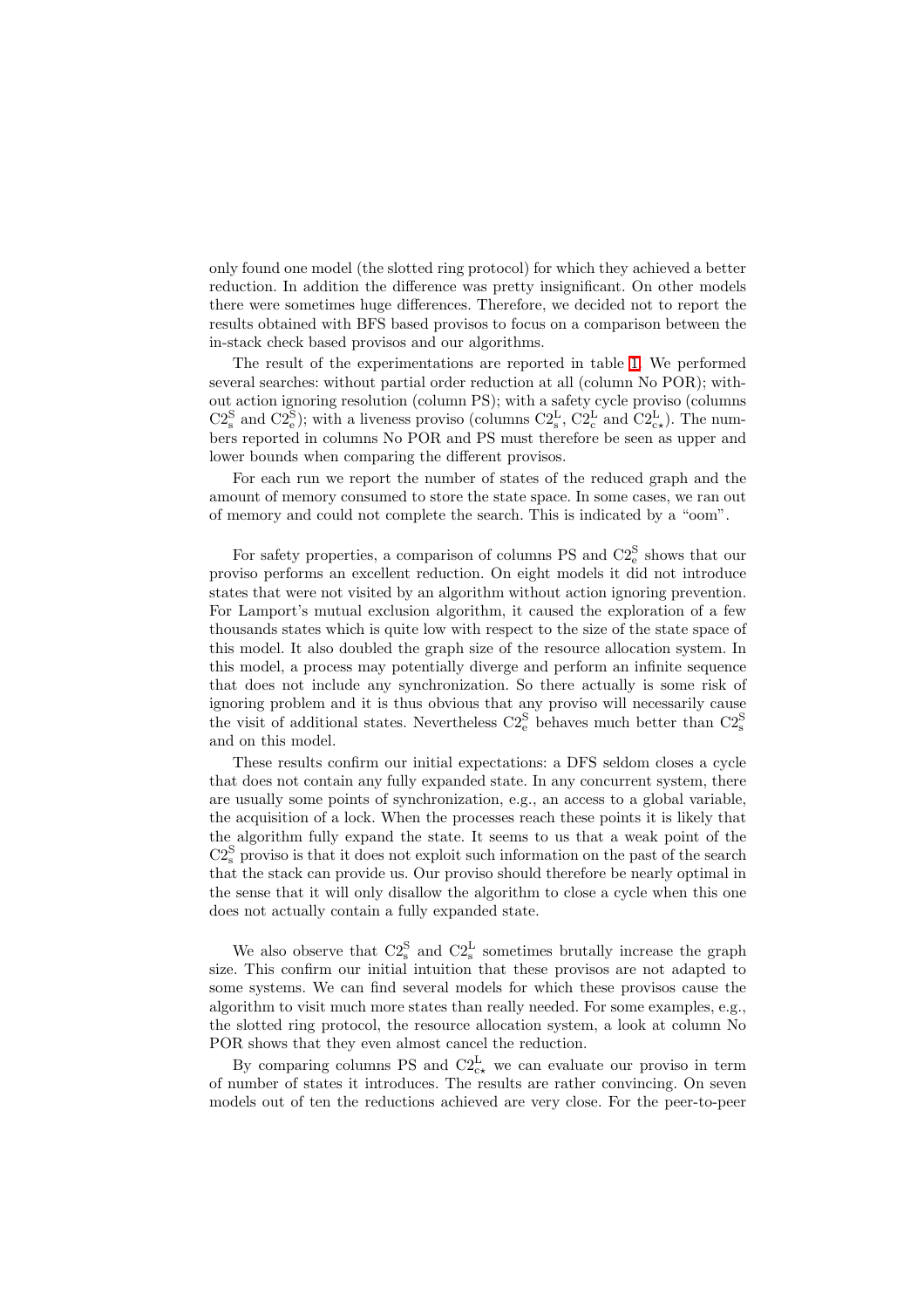only found one model (the slotted ring protocol) for which they achieved a better reduction. In addition the difference was pretty insignificant. On other models there were sometimes huge differences. Therefore, we decided not to report the results obtained with BFS based provisos to focus on a comparison between the in-stack check based provisos and our algorithms.

The result of the experimentations are reported in table 1. We performed several searches: without partial order reduction at all (column No POR); without action ignoring resolution (column PS); with a safety cycle proviso (columns $\mathrm{C2}^{\mathrm{S}}_{\mathrm{s}}$ and $\mathrm{C2}^{\mathrm{S}}_{\mathrm{e}}$); with a liveness proviso (columns $\mathrm{C2}^{\mathrm{L}}_{\mathrm{s}}$, $\mathrm{C2}^{\mathrm{L}}_{\mathrm{c}}$ and $\mathrm{C2}^{\mathrm{L}}_{\mathrm{c}\star}$). The numbers reported in columns No POR and PS must therefore be seen as upper and lower bounds when comparing the different provisos.

For each run we report the number of states of the reduced graph and the amount of memory consumed to store the state space. In some cases, we ran out of memory and could not complete the search. This is indicated by a "oom".

For safety properties, a comparison of columns PS and $\mathrm{C2}^{\mathrm{S}}_{\mathrm{e}}$ shows that our proviso performs an excellent reduction. On eight models it did not introduce states that were not visited by an algorithm without action ignoring prevention. For Lamport's mutual exclusion algorithm, it caused the exploration of a few thousands states which is quite low with respect to the size of the state space of this model. It also doubled the graph size of the resource allocation system. In this model, a process may potentially diverge and perform an infinite sequence that does not include any synchronization. So there actually is some risk of ignoring problem and it is thus obvious that any proviso will necessarily cause the visit of additional states. Nevertheless $\mathrm{C2}^{\mathrm{S}}_{\mathrm{e}}$ behaves much better than $\mathrm{C2}^{\mathrm{S}}_{\mathrm{s}}$ and on this model.

These results confirm our initial expectations: a DFS seldom closes a cycle that does not contain any fully expanded state. In any concurrent system, there are usually some points of synchronization, e.g., an access to a global variable, the acquisition of a lock. When the processes reach these points it is likely that the algorithm fully expand the state. It seems to us that a weak point of the $\mathrm{C2}^{\mathrm{S}}_{\mathrm{s}}$ proviso is that it does not exploit such information on the past of the search that the stack can provide us. Our proviso should therefore be nearly optimal in the sense that it will only disallow the algorithm to close a cycle when this one does not actually contain a fully expanded state.

We also observe that $\mathrm{C2}^{\mathrm{S}}_{\mathrm{s}}$ and $\mathrm{C2}^{\mathrm{L}}_{\mathrm{s}}$ sometimes brutally increase the graph size. This confirm our initial intuition that these provisos are not adapted to some systems. We can find several models for which these provisos cause the algorithm to visit much more states than really needed. For some examples, e.g., the slotted ring protocol, the resource allocation system, a look at column No POR shows that they even almost cancel the reduction.

By comparing columns PS and $\mathrm{C2}^{\mathrm{L}}_{\mathrm{c}\star}$ we can evaluate our proviso in term of number of states it introduces. The results are rather convincing. On seven models out of ten the reductions achieved are very close. For the peer-to-peer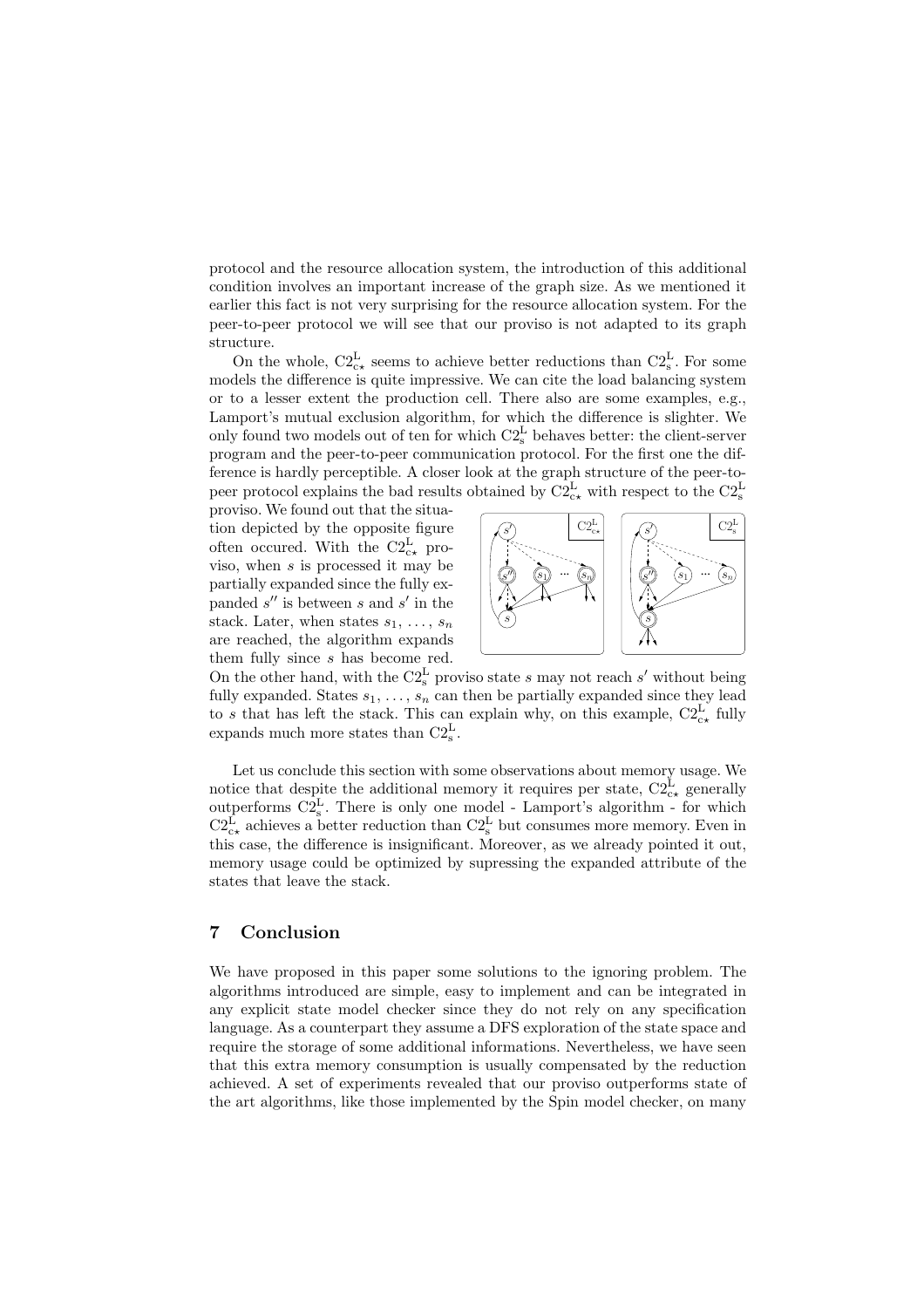protocol and the resource allocation system, the introduction of this additional condition involves an important increase of the graph size. As we mentioned it earlier this fact is not very surprising for the resource allocation system. For the peer-to-peer protocol we will see that our proviso is not adapted to its graph structure.

On the whole, $\mathrm{C2}^{\mathrm{L}}_{\mathrm{c}\star}$ seems to achieve better reductions than $\mathrm{C2}^{\mathrm{L}}_{\mathrm{s}}$. For some models the difference is quite impressive. We can cite the load balancing system or to a lesser extent the production cell. There also are some examples, e.g., Lamport's mutual exclusion algorithm, for which the difference is slighter. We only found two models out of ten for which $\mathrm{C2}^{\mathrm{L}}_{\mathrm{s}}$ behaves better: the client-server program and the peer-to-peer communication protocol. For the first one the difference is hardly perceptible. A closer look at the graph structure of the peer-to-peer protocol explains the bad results obtained by $\mathrm{C2}^{\mathrm{L}}_{\mathrm{c}\star}$ with respect to the $\mathrm{C2}^{\mathrm{L}}_{\mathrm{s}}$ proviso. We found out that the situation depicted by the opposite figure often occured. With the $\mathrm{C2}^{\mathrm{L}}_{\mathrm{c}\star}$ proviso, when $s$ is processed it may be partially expanded since the fully expanded $s''$ is between $s$ and $s'$ in the stack. Later, when states $s_1, \ldots, s_n$ are reached, the algorithm expands them fully since $s$ has become red. On the other hand, with the $\mathrm{C2}^{\mathrm{L}}_{\mathrm{s}}$ proviso state $s$ may not reach $s'$ without being fully expanded. States $s_1, \ldots, s_n$ can then be partially expanded since they lead to $s$ that has left the stack. This can explain why, on this example, $\mathrm{C2}^{\mathrm{L}}_{\mathrm{c}\star}$ fully expands much more states than $\mathrm{C2}^{\mathrm{L}}_{\mathrm{s}}$.

Let us conclude this section with some observations about memory usage. We notice that despite the additional memory it requires per state, $\mathrm{C2}^{\mathrm{L}}_{\mathrm{c}\star}$ generally outperforms $\mathrm{C2}^{\mathrm{L}}_{\mathrm{s}}$. There is only one model - Lamport's algorithm - for which $\mathrm{C2}^{\mathrm{L}}_{\mathrm{c}\star}$ achieves a better reduction than $\mathrm{C2}^{\mathrm{L}}_{\mathrm{s}}$ but consumes more memory. Even in this case, the difference is insignificant. Moreover, as we already pointed it out, memory usage could be optimized by supressing the expanded attribute of the states that leave the stack.

## 7 Conclusion

We have proposed in this paper some solutions to the ignoring problem. The algorithms introduced are simple, easy to implement and can be integrated in any explicit state model checker since they do not rely on any specification language. As a counterpart they assume a DFS exploration of the state space and require the storage of some additional informations. Nevertheless, we have seen that this extra memory consumption is usually compensated by the reduction achieved. A set of experiments revealed that our proviso outperforms state of the art algorithms, like those implemented by the Spin model checker, on many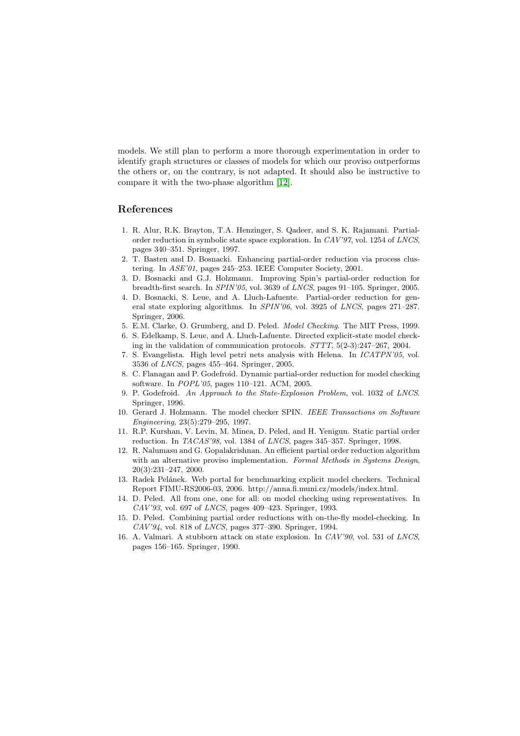models. We still plan to perform a more thorough experimentation in order to identify graph structures or classes of models for which our proviso outperforms the others or, on the contrary, is not adapted. It should also be instructive to compare it with the two-phase algorithm [12].

## References

1. R. Alur, R.K. Brayton, T.A. Henzinger, S. Qadeer, and S. K. Rajamani. Partial-order reduction in symbolic state space exploration. In *CAV'97*, vol. 1254 of *LNCS*, pages 340–351. Springer, 1997.
2. T. Basten and D. Bosnacki. Enhancing partial-order reduction via process clustering. In *ASE'01*, pages 245–253. IEEE Computer Society, 2001.
3. D. Bosnacki and G.J. Holzmann. Improving Spin's partial-order reduction for breadth-first search. In *SPIN'05*, vol. 3639 of *LNCS*, pages 91–105. Springer, 2005.
4. D. Bosnacki, S. Leue, and A. Lluch-Lafuente. Partial-order reduction for general state exploring algorithms. In *SPIN'06*, vol. 3925 of *LNCS*, pages 271–287. Springer, 2006.
5. E.M. Clarke, O. Grumberg, and D. Peled. *Model Checking*. The MIT Press, 1999.
6. S. Edelkamp, S. Leue, and A. Lluch-Lafuente. Directed explicit-state model checking in the validation of communication protocols. *STTT*, 5(2-3):247–267, 2004.
7. S. Evangelista. High level petri nets analysis with Helena. In *ICATPN'05*, vol. 3536 of *LNCS*, pages 455–464. Springer, 2005.
8. C. Flanagan and P. Godefroid. Dynamic partial-order reduction for model checking software. In *POPL'05*, pages 110–121. ACM, 2005.
9. P. Godefroid. *An Approach to the State-Explosion Problem*, vol. 1032 of *LNCS*. Springer, 1996.
10. Gerard J. Holzmann. The model checker SPIN. *IEEE Transactions on Software Engineering*, 23(5):279–295, 1997.
11. R.P. Kurshan, V. Levin, M. Minea, D. Peled, and H. Yenigun. Static partial order reduction. In *TACAS'98*, vol. 1384 of *LNCS*, pages 345–357. Springer, 1998.
12. R. Nalumasu and G. Gopalakrishnan. An efficient partial order reduction algorithm with an alternative proviso implementation. *Formal Methods in Systems Design*, 20(3):231–247, 2000.
13. Radek Pelánek. Web portal for benchmarking explicit model checkers. Technical Report FIMU-RS2006-03, 2006. http://anna.fi.muni.cz/models/index.html.
14. D. Peled. All from one, one for all: on model checking using representatives. In *CAV'93*, vol. 697 of *LNCS*, pages 409–423. Springer, 1993.
15. D. Peled. Combining partial order reductions with on-the-fly model-checking. In *CAV'94*, vol. 818 of *LNCS*, pages 377–390. Springer, 1994.
16. A. Valmari. A stubborn attack on state explosion. In *CAV'90*, vol. 531 of *LNCS*, pages 156–165. Springer, 1990.